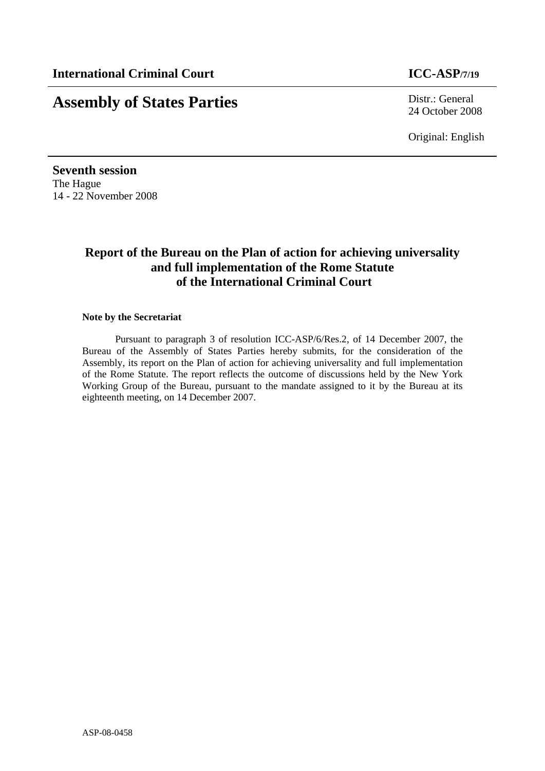**International Criminal Court** **ICC-ASP/7/19**

# Assembly of States Parties

Distr.: General
24 October 2008

Original: English

**Seventh session**
The Hague
14 - 22 November 2008

## Report of the Bureau on the Plan of action for achieving universality and full implementation of the Rome Statute of the International Criminal Court

**Note by the Secretariat**

Pursuant to paragraph 3 of resolution ICC-ASP/6/Res.2, of 14 December 2007, the Bureau of the Assembly of States Parties hereby submits, for the consideration of the Assembly, its report on the Plan of action for achieving universality and full implementation of the Rome Statute. The report reflects the outcome of discussions held by the New York Working Group of the Bureau, pursuant to the mandate assigned to it by the Bureau at its eighteenth meeting, on 14 December 2007.

ASP-08-0458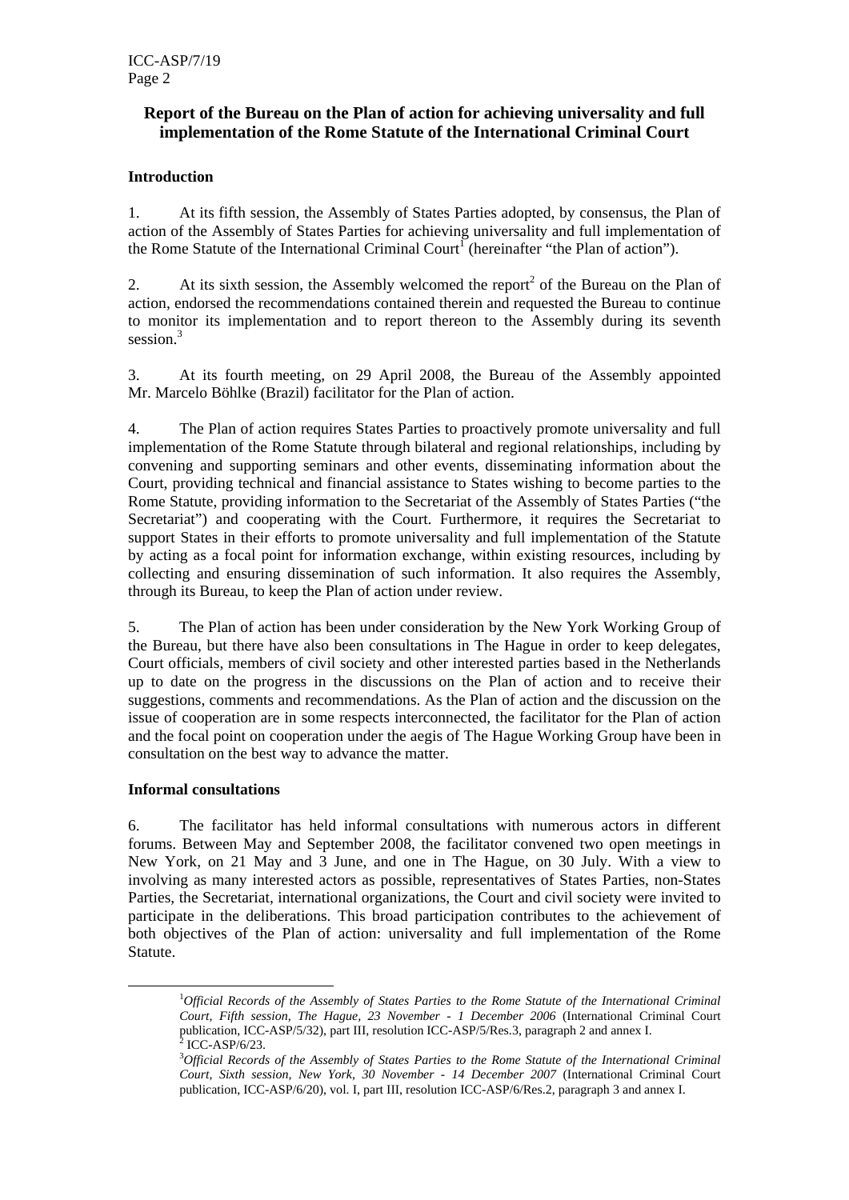## Report of the Bureau on the Plan of action for achieving universality and full implementation of the Rome Statute of the International Criminal Court

### Introduction

1. At its fifth session, the Assembly of States Parties adopted, by consensus, the Plan of action of the Assembly of States Parties for achieving universality and full implementation of the Rome Statute of the International Criminal Court[1] (hereinafter "the Plan of action").

2. At its sixth session, the Assembly welcomed the report[2] of the Bureau on the Plan of action, endorsed the recommendations contained therein and requested the Bureau to continue to monitor its implementation and to report thereon to the Assembly during its seventh session.[3]

3. At its fourth meeting, on 29 April 2008, the Bureau of the Assembly appointed Mr. Marcelo Böhlke (Brazil) facilitator for the Plan of action.

4. The Plan of action requires States Parties to proactively promote universality and full implementation of the Rome Statute through bilateral and regional relationships, including by convening and supporting seminars and other events, disseminating information about the Court, providing technical and financial assistance to States wishing to become parties to the Rome Statute, providing information to the Secretariat of the Assembly of States Parties ("the Secretariat") and cooperating with the Court. Furthermore, it requires the Secretariat to support States in their efforts to promote universality and full implementation of the Statute by acting as a focal point for information exchange, within existing resources, including by collecting and ensuring dissemination of such information. It also requires the Assembly, through its Bureau, to keep the Plan of action under review.

5. The Plan of action has been under consideration by the New York Working Group of the Bureau, but there have also been consultations in The Hague in order to keep delegates, Court officials, members of civil society and other interested parties based in the Netherlands up to date on the progress in the discussions on the Plan of action and to receive their suggestions, comments and recommendations. As the Plan of action and the discussion on the issue of cooperation are in some respects interconnected, the facilitator for the Plan of action and the focal point on cooperation under the aegis of The Hague Working Group have been in consultation on the best way to advance the matter.

### Informal consultations

6. The facilitator has held informal consultations with numerous actors in different forums. Between May and September 2008, the facilitator convened two open meetings in New York, on 21 May and 3 June, and one in The Hague, on 30 July. With a view to involving as many interested actors as possible, representatives of States Parties, non-States Parties, the Secretariat, international organizations, the Court and civil society were invited to participate in the deliberations. This broad participation contributes to the achievement of both objectives of the Plan of action: universality and full implementation of the Rome Statute.

---

[1] *Official Records of the Assembly of States Parties to the Rome Statute of the International Criminal Court, Fifth session, The Hague, 23 November - 1 December 2006* (International Criminal Court publication, ICC-ASP/5/32), part III, resolution ICC-ASP/5/Res.3, paragraph 2 and annex I.

[2] ICC-ASP/6/23.

[3] *Official Records of the Assembly of States Parties to the Rome Statute of the International Criminal Court, Sixth session, New York, 30 November - 14 December 2007* (International Criminal Court publication, ICC-ASP/6/20), vol. I, part III, resolution ICC-ASP/6/Res.2, paragraph 3 and annex I.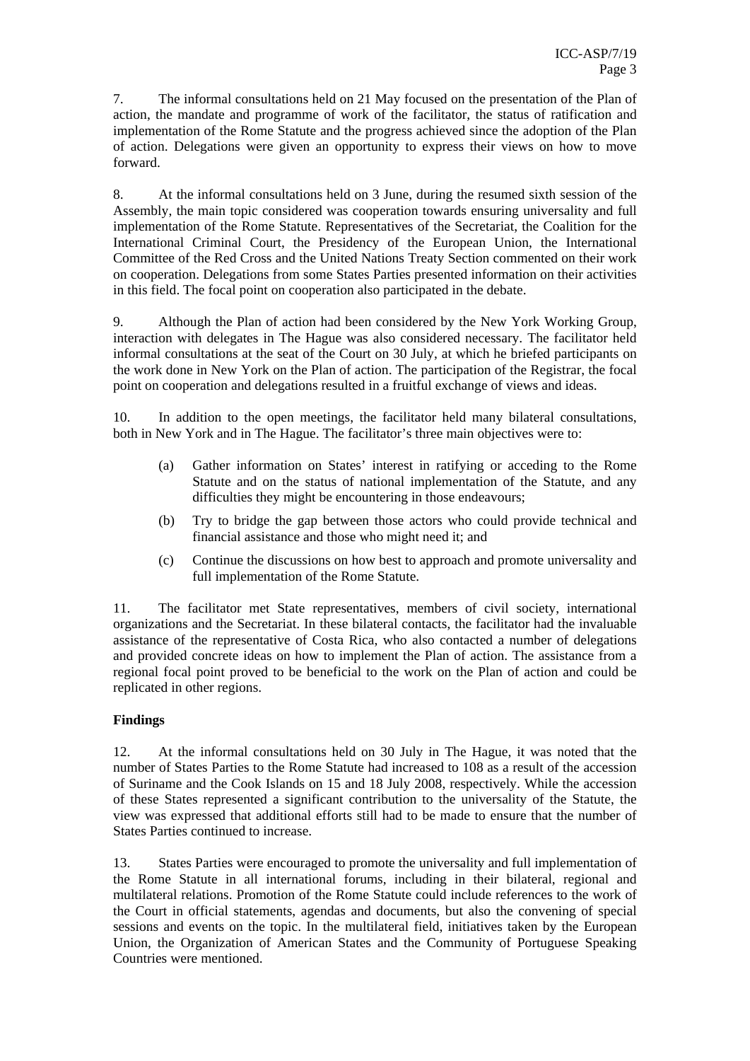7. The informal consultations held on 21 May focused on the presentation of the Plan of action, the mandate and programme of work of the facilitator, the status of ratification and implementation of the Rome Statute and the progress achieved since the adoption of the Plan of action. Delegations were given an opportunity to express their views on how to move forward.

8. At the informal consultations held on 3 June, during the resumed sixth session of the Assembly, the main topic considered was cooperation towards ensuring universality and full implementation of the Rome Statute. Representatives of the Secretariat, the Coalition for the International Criminal Court, the Presidency of the European Union, the International Committee of the Red Cross and the United Nations Treaty Section commented on their work on cooperation. Delegations from some States Parties presented information on their activities in this field. The focal point on cooperation also participated in the debate.

9. Although the Plan of action had been considered by the New York Working Group, interaction with delegates in The Hague was also considered necessary. The facilitator held informal consultations at the seat of the Court on 30 July, at which he briefed participants on the work done in New York on the Plan of action. The participation of the Registrar, the focal point on cooperation and delegations resulted in a fruitful exchange of views and ideas.

10. In addition to the open meetings, the facilitator held many bilateral consultations, both in New York and in The Hague. The facilitator's three main objectives were to:

(a) Gather information on States' interest in ratifying or acceding to the Rome Statute and on the status of national implementation of the Statute, and any difficulties they might be encountering in those endeavours;

(b) Try to bridge the gap between those actors who could provide technical and financial assistance and those who might need it; and

(c) Continue the discussions on how best to approach and promote universality and full implementation of the Rome Statute.

11. The facilitator met State representatives, members of civil society, international organizations and the Secretariat. In these bilateral contacts, the facilitator had the invaluable assistance of the representative of Costa Rica, who also contacted a number of delegations and provided concrete ideas on how to implement the Plan of action. The assistance from a regional focal point proved to be beneficial to the work on the Plan of action and could be replicated in other regions.

**Findings**

12. At the informal consultations held on 30 July in The Hague, it was noted that the number of States Parties to the Rome Statute had increased to 108 as a result of the accession of Suriname and the Cook Islands on 15 and 18 July 2008, respectively. While the accession of these States represented a significant contribution to the universality of the Statute, the view was expressed that additional efforts still had to be made to ensure that the number of States Parties continued to increase.

13. States Parties were encouraged to promote the universality and full implementation of the Rome Statute in all international forums, including in their bilateral, regional and multilateral relations. Promotion of the Rome Statute could include references to the work of the Court in official statements, agendas and documents, but also the convening of special sessions and events on the topic. In the multilateral field, initiatives taken by the European Union, the Organization of American States and the Community of Portuguese Speaking Countries were mentioned.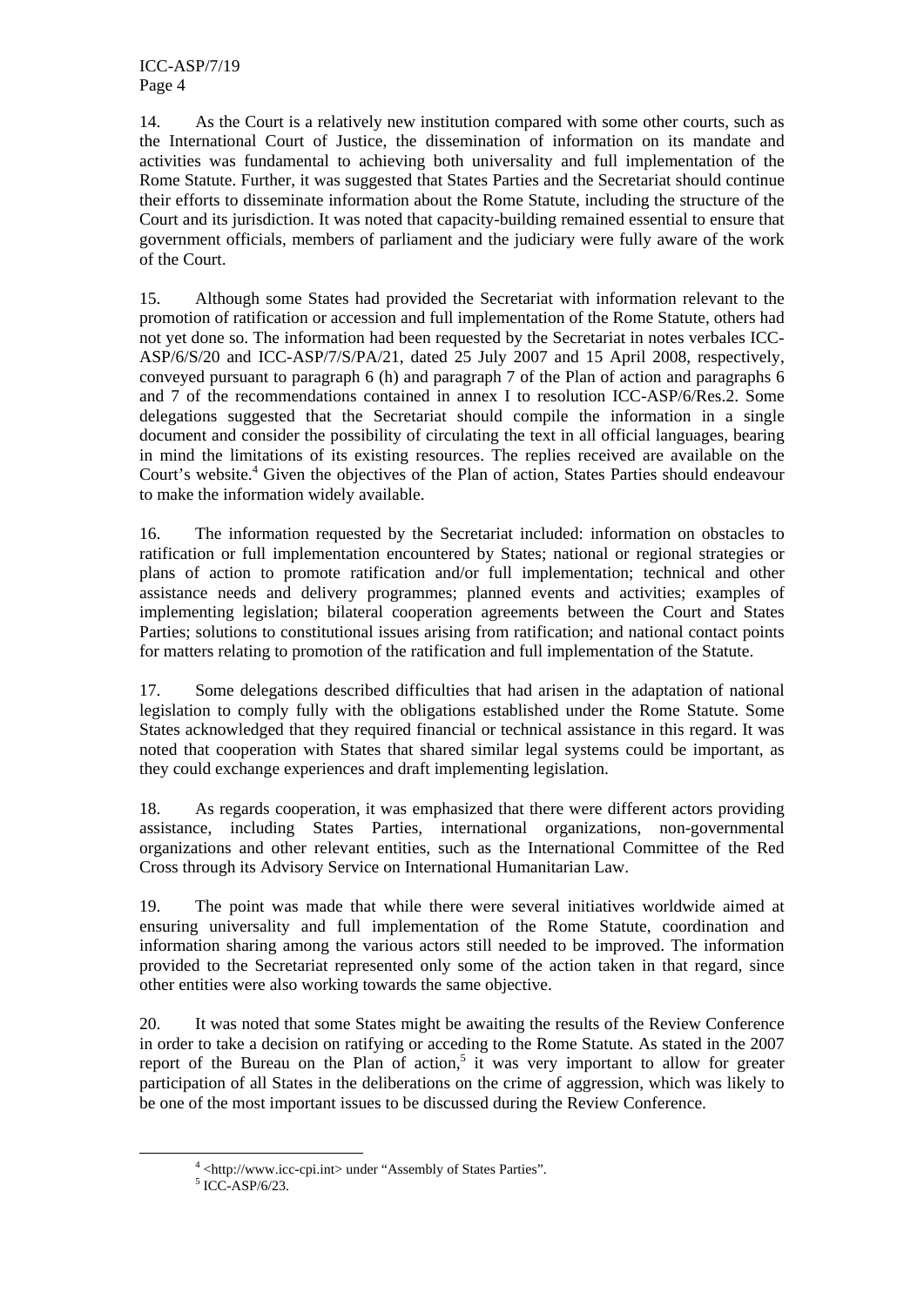14. As the Court is a relatively new institution compared with some other courts, such as the International Court of Justice, the dissemination of information on its mandate and activities was fundamental to achieving both universality and full implementation of the Rome Statute. Further, it was suggested that States Parties and the Secretariat should continue their efforts to disseminate information about the Rome Statute, including the structure of the Court and its jurisdiction. It was noted that capacity-building remained essential to ensure that government officials, members of parliament and the judiciary were fully aware of the work of the Court.

15. Although some States had provided the Secretariat with information relevant to the promotion of ratification or accession and full implementation of the Rome Statute, others had not yet done so. The information had been requested by the Secretariat in notes verbales ICC-ASP/6/S/20 and ICC-ASP/7/S/PA/21, dated 25 July 2007 and 15 April 2008, respectively, conveyed pursuant to paragraph 6 (h) and paragraph 7 of the Plan of action and paragraphs 6 and 7 of the recommendations contained in annex I to resolution ICC-ASP/6/Res.2. Some delegations suggested that the Secretariat should compile the information in a single document and consider the possibility of circulating the text in all official languages, bearing in mind the limitations of its existing resources. The replies received are available on the Court's website.[4] Given the objectives of the Plan of action, States Parties should endeavour to make the information widely available.

16. The information requested by the Secretariat included: information on obstacles to ratification or full implementation encountered by States; national or regional strategies or plans of action to promote ratification and/or full implementation; technical and other assistance needs and delivery programmes; planned events and activities; examples of implementing legislation; bilateral cooperation agreements between the Court and States Parties; solutions to constitutional issues arising from ratification; and national contact points for matters relating to promotion of the ratification and full implementation of the Statute.

17. Some delegations described difficulties that had arisen in the adaptation of national legislation to comply fully with the obligations established under the Rome Statute. Some States acknowledged that they required financial or technical assistance in this regard. It was noted that cooperation with States that shared similar legal systems could be important, as they could exchange experiences and draft implementing legislation.

18. As regards cooperation, it was emphasized that there were different actors providing assistance, including States Parties, international organizations, non-governmental organizations and other relevant entities, such as the International Committee of the Red Cross through its Advisory Service on International Humanitarian Law.

19. The point was made that while there were several initiatives worldwide aimed at ensuring universality and full implementation of the Rome Statute, coordination and information sharing among the various actors still needed to be improved. The information provided to the Secretariat represented only some of the action taken in that regard, since other entities were also working towards the same objective.

20. It was noted that some States might be awaiting the results of the Review Conference in order to take a decision on ratifying or acceding to the Rome Statute. As stated in the 2007 report of the Bureau on the Plan of action,[5] it was very important to allow for greater participation of all States in the deliberations on the crime of aggression, which was likely to be one of the most important issues to be discussed during the Review Conference.

---

[4] <http://www.icc-cpi.int> under "Assembly of States Parties".

[5] ICC-ASP/6/23.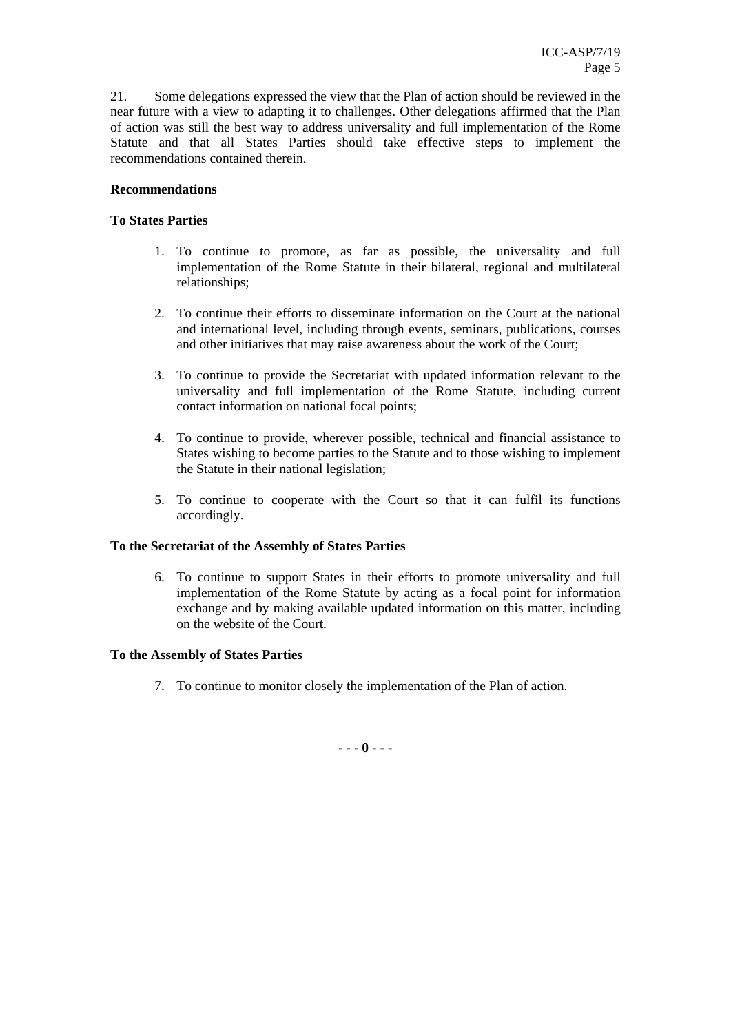21. Some delegations expressed the view that the Plan of action should be reviewed in the near future with a view to adapting it to challenges. Other delegations affirmed that the Plan of action was still the best way to address universality and full implementation of the Rome Statute and that all States Parties should take effective steps to implement the recommendations contained therein.

**Recommendations**

**To States Parties**

1. To continue to promote, as far as possible, the universality and full implementation of the Rome Statute in their bilateral, regional and multilateral relationships;

2. To continue their efforts to disseminate information on the Court at the national and international level, including through events, seminars, publications, courses and other initiatives that may raise awareness about the work of the Court;

3. To continue to provide the Secretariat with updated information relevant to the universality and full implementation of the Rome Statute, including current contact information on national focal points;

4. To continue to provide, wherever possible, technical and financial assistance to States wishing to become parties to the Statute and to those wishing to implement the Statute in their national legislation;

5. To continue to cooperate with the Court so that it can fulfil its functions accordingly.

**To the Secretariat of the Assembly of States Parties**

6. To continue to support States in their efforts to promote universality and full implementation of the Rome Statute by acting as a focal point for information exchange and by making available updated information on this matter, including on the website of the Court.

**To the Assembly of States Parties**

7. To continue to monitor closely the implementation of the Plan of action.

**- - - 0 - - -**